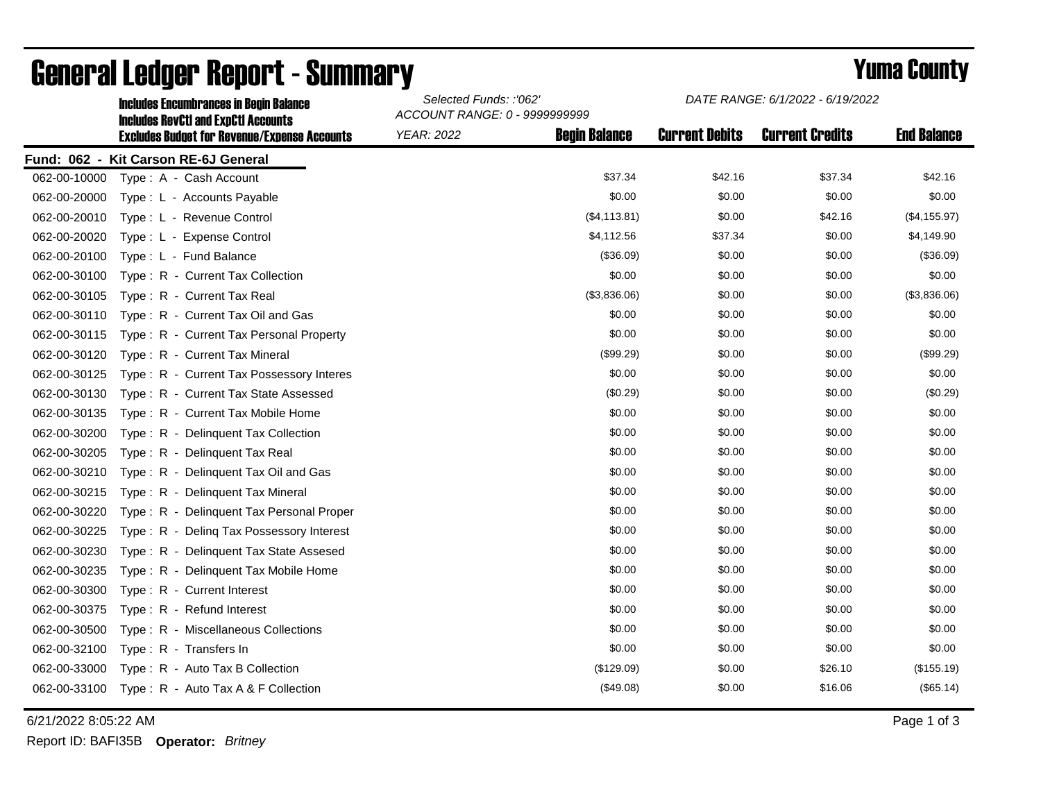# General Ledger Report - Summary

## Yuma County

**Includes Encumbrances in Begin Balance**
**Includes RevCtl and ExpCtl Accounts**
**Excludes Budget for Revenue/Expense Accounts**

*Selected Funds: :'062'*
*ACCOUNT RANGE: 0 - 9999999999*
*YEAR: 2022*

*DATE RANGE: 6/1/2022 - 6/19/2022*

**Fund: 062 - Kit Carson RE-6J General**

| Account | Description | Begin Balance | Current Debits | Current Credits | End Balance |
|---|---|---|---|---|---|
| 062-00-10000 | Type : A - Cash Account | $37.34 | $42.16 | $37.34 | $42.16 |
| 062-00-20000 | Type : L - Accounts Payable | $0.00 | $0.00 | $0.00 | $0.00 |
| 062-00-20010 | Type : L - Revenue Control | ($4,113.81) | $0.00 | $42.16 | ($4,155.97) |
| 062-00-20020 | Type : L - Expense Control | $4,112.56 | $37.34 | $0.00 | $4,149.90 |
| 062-00-20100 | Type : L - Fund Balance | ($36.09) | $0.00 | $0.00 | ($36.09) |
| 062-00-30100 | Type : R - Current Tax Collection | $0.00 | $0.00 | $0.00 | $0.00 |
| 062-00-30105 | Type : R - Current Tax Real | ($3,836.06) | $0.00 | $0.00 | ($3,836.06) |
| 062-00-30110 | Type : R - Current Tax Oil and Gas | $0.00 | $0.00 | $0.00 | $0.00 |
| 062-00-30115 | Type : R - Current Tax Personal Property | $0.00 | $0.00 | $0.00 | $0.00 |
| 062-00-30120 | Type : R - Current Tax Mineral | ($99.29) | $0.00 | $0.00 | ($99.29) |
| 062-00-30125 | Type : R - Current Tax Possessory Interes | $0.00 | $0.00 | $0.00 | $0.00 |
| 062-00-30130 | Type : R - Current Tax State Assessed | ($0.29) | $0.00 | $0.00 | ($0.29) |
| 062-00-30135 | Type : R - Current Tax Mobile Home | $0.00 | $0.00 | $0.00 | $0.00 |
| 062-00-30200 | Type : R - Delinquent Tax Collection | $0.00 | $0.00 | $0.00 | $0.00 |
| 062-00-30205 | Type : R - Delinquent Tax Real | $0.00 | $0.00 | $0.00 | $0.00 |
| 062-00-30210 | Type : R - Delinquent Tax Oil and Gas | $0.00 | $0.00 | $0.00 | $0.00 |
| 062-00-30215 | Type : R - Delinquent Tax Mineral | $0.00 | $0.00 | $0.00 | $0.00 |
| 062-00-30220 | Type : R - Delinquent Tax Personal Proper | $0.00 | $0.00 | $0.00 | $0.00 |
| 062-00-30225 | Type : R - Delinq Tax Possessory Interest | $0.00 | $0.00 | $0.00 | $0.00 |
| 062-00-30230 | Type : R - Delinquent Tax State Assesed | $0.00 | $0.00 | $0.00 | $0.00 |
| 062-00-30235 | Type : R - Delinquent Tax Mobile Home | $0.00 | $0.00 | $0.00 | $0.00 |
| 062-00-30300 | Type : R - Current Interest | $0.00 | $0.00 | $0.00 | $0.00 |
| 062-00-30375 | Type : R - Refund Interest | $0.00 | $0.00 | $0.00 | $0.00 |
| 062-00-30500 | Type : R - Miscellaneous Collections | $0.00 | $0.00 | $0.00 | $0.00 |
| 062-00-32100 | Type : R - Transfers In | $0.00 | $0.00 | $0.00 | $0.00 |
| 062-00-33000 | Type : R - Auto Tax B Collection | ($129.09) | $0.00 | $26.10 | ($155.19) |
| 062-00-33100 | Type : R - Auto Tax A & F Collection | ($49.08) | $0.00 | $16.06 | ($65.14) |

6/21/2022 8:05:22 AM

Report ID: BAFI35B **Operator:** *Britney*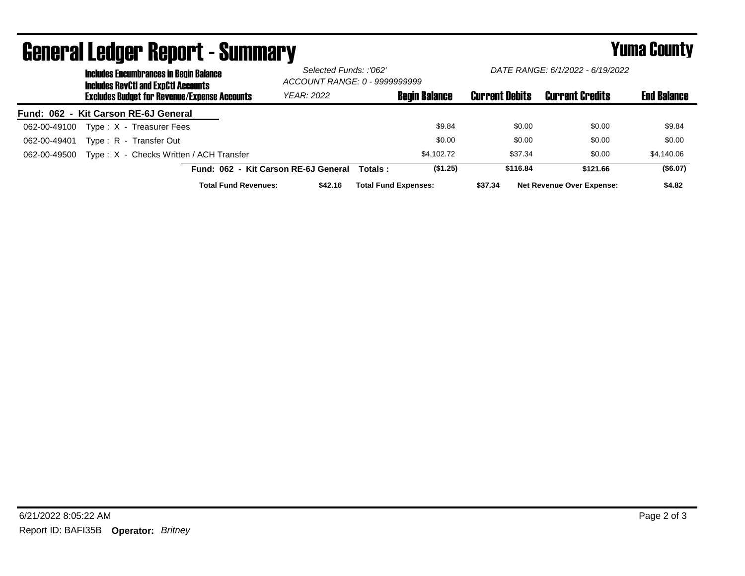# General Ledger Report - Summary

## Yuma County

**Includes Encumbrances in Begin Balance**
**Includes RevCtl and ExpCtl Accounts**
**Excludes Budget for Revenue/Expense Accounts**

*Selected Funds: :'062'*
*ACCOUNT RANGE: 0 - 9999999999*
*YEAR: 2022*
*DATE RANGE: 6/1/2022 - 6/19/2022*

### Fund: 062 - Kit Carson RE-6J General

| Account | Description | Begin Balance | Current Debits | Current Credits | End Balance |
|---|---|---|---|---|---|
| 062-00-49100 | Type : X - Treasurer Fees | $9.84 | $0.00 | $0.00 | $9.84 |
| 062-00-49401 | Type : R - Transfer Out | $0.00 | $0.00 | $0.00 | $0.00 |
| 062-00-49500 | Type : X - Checks Written / ACH Transfer | $4,102.72 | $37.34 | $0.00 | $4,140.06 |
| | **Fund: 062 - Kit Carson RE-6J General Totals :** | **($1.25)** | **$116.84** | **$121.66** | **($6.07)** |

**Total Fund Revenues:** **$42.16** **Total Fund Expenses:** **$37.34** **Net Revenue Over Expense:** **$4.82**

6/21/2022 8:05:22 AM

Report ID: BAFI35B **Operator:** *Britney*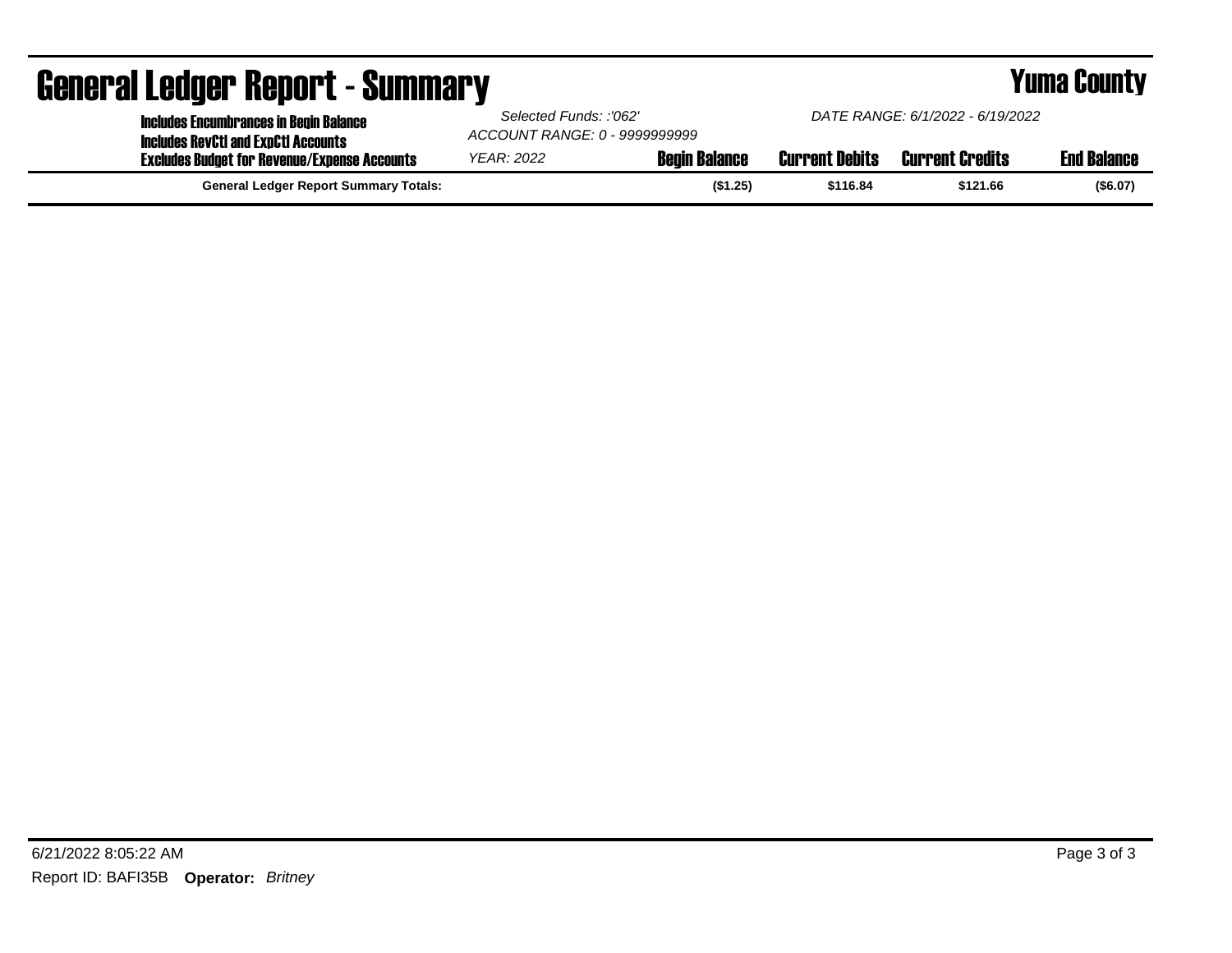# General Ledger Report - Summary

## Yuma County

**Includes Encumbrances in Begin Balance**
**Includes RevCtl and ExpCtl Accounts**
**Excludes Budget for Revenue/Expense Accounts**

*Selected Funds: :'062'*
*ACCOUNT RANGE: 0 - 9999999999*
*YEAR: 2022*

*DATE RANGE: 6/1/2022 - 6/19/2022*

| | Begin Balance | Current Debits | Current Credits | End Balance |
|---|---|---|---|---|
| **General Ledger Report Summary Totals:** | **($1.25)** | **$116.84** | **$121.66** | **($6.07)** |

6/21/2022 8:05:22 AM

Report ID: BAFI35B **Operator:** *Britney*